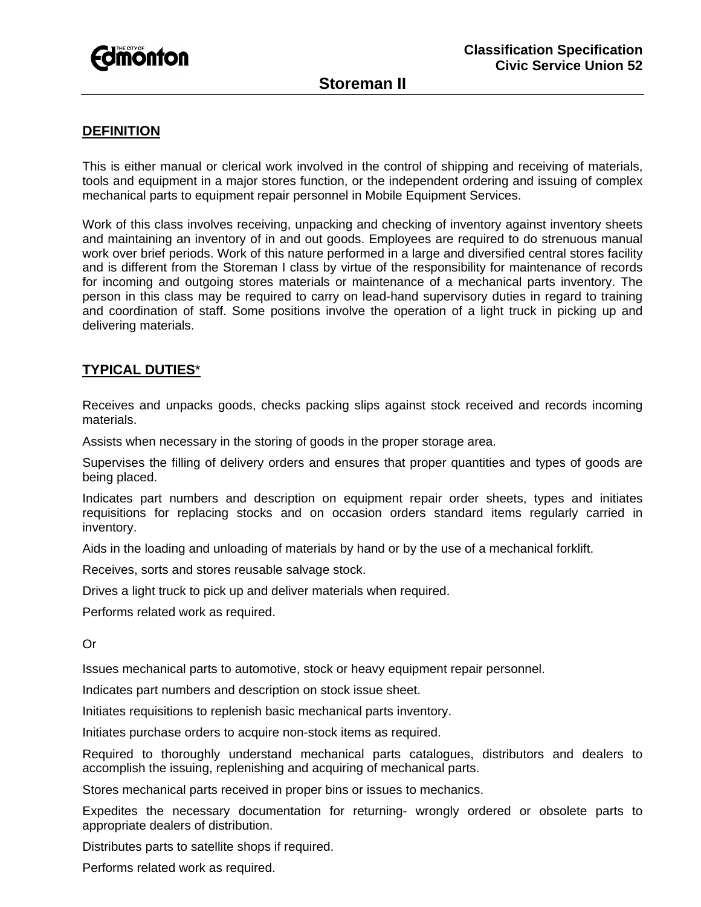Classification Specification
Civic Service Union 52

# Storeman II

## DEFINITION

This is either manual or clerical work involved in the control of shipping and receiving of materials, tools and equipment in a major stores function, or the independent ordering and issuing of complex mechanical parts to equipment repair personnel in Mobile Equipment Services.

Work of this class involves receiving, unpacking and checking of inventory against inventory sheets and maintaining an inventory of in and out goods. Employees are required to do strenuous manual work over brief periods. Work of this nature performed in a large and diversified central stores facility and is different from the Storeman I class by virtue of the responsibility for maintenance of records for incoming and outgoing stores materials or maintenance of a mechanical parts inventory. The person in this class may be required to carry on lead-hand supervisory duties in regard to training and coordination of staff. Some positions involve the operation of a light truck in picking up and delivering materials.

## TYPICAL DUTIES*

Receives and unpacks goods, checks packing slips against stock received and records incoming materials.

Assists when necessary in the storing of goods in the proper storage area.

Supervises the filling of delivery orders and ensures that proper quantities and types of goods are being placed.

Indicates part numbers and description on equipment repair order sheets, types and initiates requisitions for replacing stocks and on occasion orders standard items regularly carried in inventory.

Aids in the loading and unloading of materials by hand or by the use of a mechanical forklift.

Receives, sorts and stores reusable salvage stock.

Drives a light truck to pick up and deliver materials when required.

Performs related work as required.

Or

Issues mechanical parts to automotive, stock or heavy equipment repair personnel.

Indicates part numbers and description on stock issue sheet.

Initiates requisitions to replenish basic mechanical parts inventory.

Initiates purchase orders to acquire non-stock items as required.

Required to thoroughly understand mechanical parts catalogues, distributors and dealers to accomplish the issuing, replenishing and acquiring of mechanical parts.

Stores mechanical parts received in proper bins or issues to mechanics.

Expedites the necessary documentation for returning- wrongly ordered or obsolete parts to appropriate dealers of distribution.

Distributes parts to satellite shops if required.

Performs related work as required.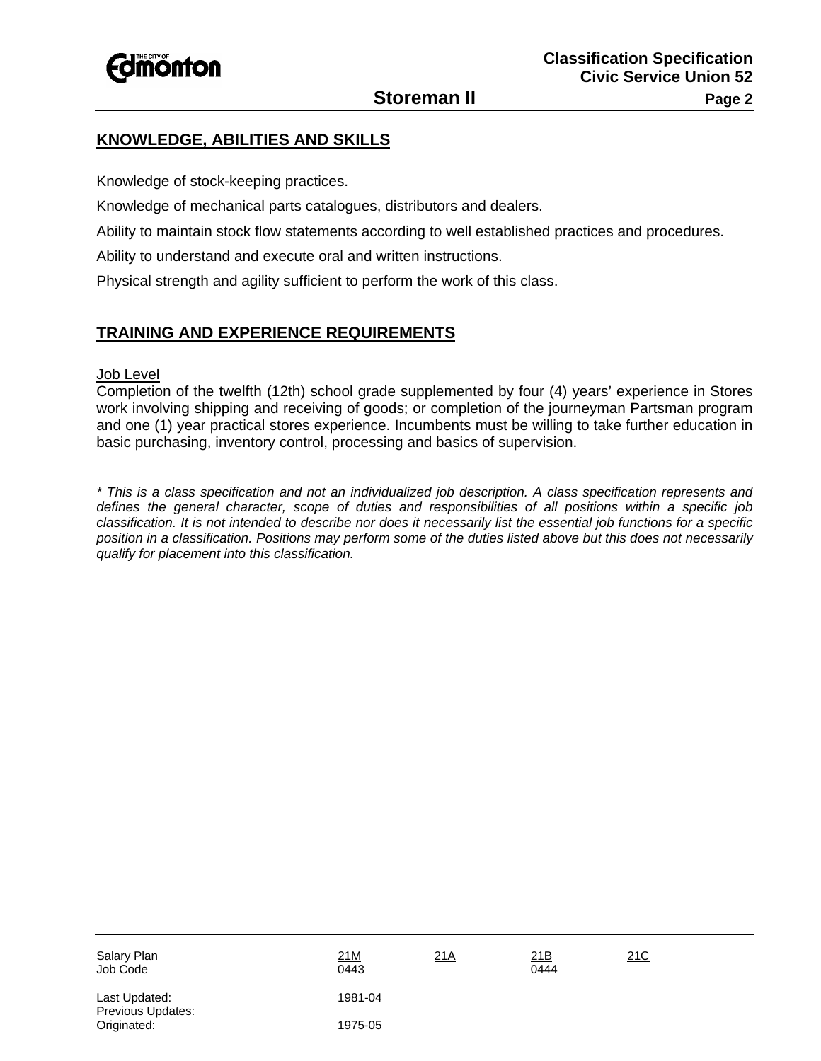## KNOWLEDGE, ABILITIES AND SKILLS

Knowledge of stock-keeping practices.

Knowledge of mechanical parts catalogues, distributors and dealers.

Ability to maintain stock flow statements according to well established practices and procedures.

Ability to understand and execute oral and written instructions.

Physical strength and agility sufficient to perform the work of this class.

## TRAINING AND EXPERIENCE REQUIREMENTS

Job Level

Completion of the twelfth (12th) school grade supplemented by four (4) years' experience in Stores work involving shipping and receiving of goods; or completion of the journeyman Partsman program and one (1) year practical stores experience. Incumbents must be willing to take further education in basic purchasing, inventory control, processing and basics of supervision.

*\* This is a class specification and not an individualized job description. A class specification represents and defines the general character, scope of duties and responsibilities of all positions within a specific job classification. It is not intended to describe nor does it necessarily list the essential job functions for a specific position in a classification. Positions may perform some of the duties listed above but this does not necessarily qualify for placement into this classification.*

| | | | | |
|---|---|---|---|---|
| Salary Plan | 21M | 21A | 21B | 21C |
| Job Code | 0443 | | 0444 | |
| Last Updated: | 1981-04 | | | |
| Previous Updates: | | | | |
| Originated: | 1975-05 | | | |